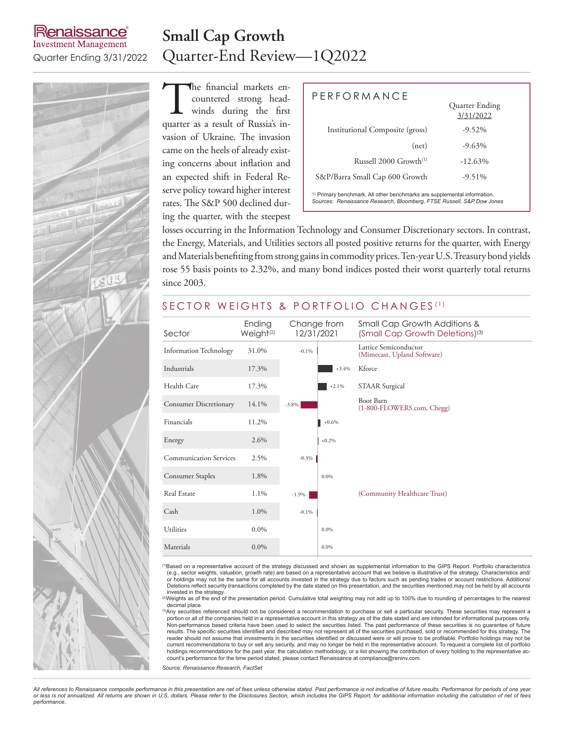Renaissance Investment Management

Quarter Ending 3/31/2022

# Small Cap Growth

## Quarter-End Review—1Q2022

The financial markets encountered strong headwinds during the first quarter as a result of Russia's invasion of Ukraine. The invasion came on the heels of already existing concerns about inflation and an expected shift in Federal Reserve policy toward higher interest rates. The S&P 500 declined during the quarter, with the steepest losses occurring in the Information Technology and Consumer Discretionary sectors. In contrast, the Energy, Materials, and Utilities sectors all posted positive returns for the quarter, with Energy and Materials benefiting from strong gains in commodity prices. Ten-year U.S. Treasury bond yields rose 55 basis points to 2.32%, and many bond indices posted their worst quarterly total returns since 2003.

### PERFORMANCE

| | Quarter Ending 3/31/2022 |
|---|---|
| Institutional Composite (gross) | -9.52% |
| (net) | -9.63% |
| Russell 2000 Growth[1] | -12.63% |
| S&P/Barra Small Cap 600 Growth | -9.51% |

[1] Primary benchmark. All other benchmarks are supplemental information.
*Sources: Renaissance Research, Bloomberg, FTSE Russell, S&P Dow Jones*

### SECTOR WEIGHTS & PORTFOLIO CHANGES[1]

| Sector | Ending Weight[2] | Change from 12/31/2021 | Small Cap Growth Additions & (Small Cap Growth Deletions)[3] |
|---|---|---|---|
| Information Technology | 31.0% | -0.1% | Lattice Semiconductor (Mimecast, Upland Software) |
| Industrials | 17.3% | +3.4% | Kforce |
| Health Care | 17.3% | +2.1% | STAAR Surgical |
| Consumer Discretionary | 14.1% | -3.8% | Boot Barn (1-800-FLOWERS.com, Chegg) |
| Financials | 11.2% | +0.6% | |
| Energy | 2.6% | +0.2% | |
| Communication Services | 2.5% | -0.3% | |
| Consumer Staples | 1.8% | 0.0% | |
| Real Estate | 1.1% | -1.9% | (Community Healthcare Trust) |
| Cash | 1.0% | -0.1% | |
| Utilities | 0.0% | 0.0% | |
| Materials | 0.0% | 0.0% | |

[1]Based on a representative account of the strategy discussed and shown as supplemental information to the GIPS Report. Portfolio characteristics (e.g., sector weights, valuation, growth rate) are based on a representative account that we believe is illustrative of the strategy. Characteristics and/or holdings may not be the same for all accounts invested in the strategy due to factors such as pending trades or account restrictions. Additions/Deletions reflect security transactions completed by the date stated on this presentation, and the securities mentioned may not be held by all accounts invested in the strategy.

[2]Weights as of the end of the presentation period. Cumulative total weighting may not add up to 100% due to rounding of percentages to the nearest decimal place.

[3]Any securities referenced should not be considered a recommendation to purchase or sell a particular security. These securities may represent a portion or all of the companies held in a representative account in this strategy as of the date stated and are intended for informational purposes only. Non-performance based criteria have been used to select the securities listed. The past performance of these securities is no guarantee of future results. The specific securities identified and described may not represent all of the securities purchased, sold or recommended for this strategy. The reader should not assume that investments in the securities identified or discussed were or will prove to be profitable. Portfolio holdings may not be current recommendations to buy or sell any security, and may no longer be held in the representative account. To request a complete list of portfolio holdings recommendations for the past year, the calculation methodology, or a list showing the contribution of every holding to the representative account's performance for the time period stated, please contact Renaissance at compliance@reninv.com.

*Source: Renaissance Research, FactSet*

*All references to Renaissance composite performance in this presentation are net of fees unless otherwise stated. Past performance is not indicative of future results. Performance for periods of one year or less is not annualized. All returns are shown in U.S. dollars. Please refer to the Disclosures Section, which includes the GIPS Report, for additional information including the calculation of net of fees performance.*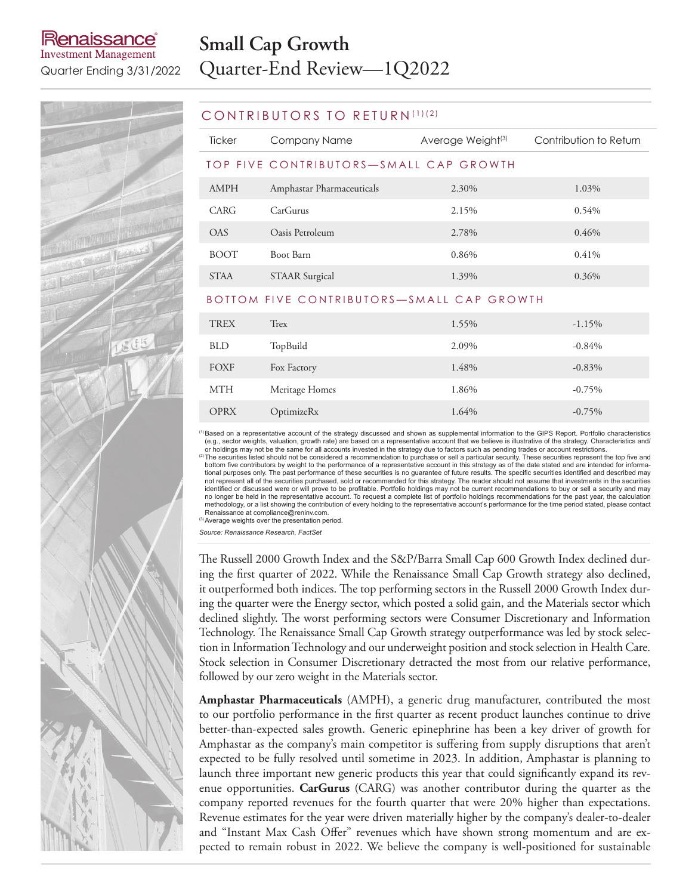# Small Cap Growth

Quarter-End Review—1Q2022

Renaissance Investment Management
Quarter Ending 3/31/2022

## CONTRIBUTORS TO RETURN[1][2]

| Ticker | Company Name | Average Weight[3] | Contribution to Return |
|---|---|---|---|
| **TOP FIVE CONTRIBUTORS—SMALL CAP GROWTH** | | | |
| AMPH | Amphastar Pharmaceuticals | 2.30% | 1.03% |
| CARG | CarGurus | 2.15% | 0.54% |
| OAS | Oasis Petroleum | 2.78% | 0.46% |
| BOOT | Boot Barn | 0.86% | 0.41% |
| STAA | STAAR Surgical | 1.39% | 0.36% |
| **BOTTOM FIVE CONTRIBUTORS—SMALL CAP GROWTH** | | | |
| TREX | Trex | 1.55% | -1.15% |
| BLD | TopBuild | 2.09% | -0.84% |
| FOXF | Fox Factory | 1.48% | -0.83% |
| MTH | Meritage Homes | 1.86% | -0.75% |
| OPRX | OptimizeRx | 1.64% | -0.75% |

[1] Based on a representative account of the strategy discussed and shown as supplemental information to the GIPS Report. Portfolio characteristics (e.g., sector weights, valuation, growth rate) are based on a representative account that we believe is illustrative of the strategy. Characteristics and/or holdings may not be the same for all accounts invested in the strategy due to factors such as pending trades or account restrictions.
[2] The securities listed should not be considered a recommendation to purchase or sell a particular security. These securities represent the top five and bottom five contributors by weight to the performance of a representative account in this strategy as of the date stated and are intended for informational purposes only. The past performance of these securities is no guarantee of future results. The specific securities identified and described may not represent all of the securities purchased, sold or recommended for this strategy. The reader should not assume that investments in the securities identified or discussed were or will prove to be profitable. Portfolio holdings may not be current recommendations to buy or sell a security and may no longer be held in the representative account. To request a complete list of portfolio holdings recommendations for the past year, the calculation methodology, or a list showing the contribution of every holding to the representative account's performance for the time period stated, please contact Renaissance at compliance@reninv.com.
[3] Average weights over the presentation period.

*Source: Renaissance Research, FactSet*

The Russell 2000 Growth Index and the S&P/Barra Small Cap 600 Growth Index declined during the first quarter of 2022. While the Renaissance Small Cap Growth strategy also declined, it outperformed both indices. The top performing sectors in the Russell 2000 Growth Index during the quarter were the Energy sector, which posted a solid gain, and the Materials sector which declined slightly. The worst performing sectors were Consumer Discretionary and Information Technology. The Renaissance Small Cap Growth strategy outperformance was led by stock selection in Information Technology and our underweight position and stock selection in Health Care. Stock selection in Consumer Discretionary detracted the most from our relative performance, followed by our zero weight in the Materials sector.

**Amphastar Pharmaceuticals** (AMPH), a generic drug manufacturer, contributed the most to our portfolio performance in the first quarter as recent product launches continue to drive better-than-expected sales growth. Generic epinephrine has been a key driver of growth for Amphastar as the company's main competitor is suffering from supply disruptions that aren't expected to be fully resolved until sometime in 2023. In addition, Amphastar is planning to launch three important new generic products this year that could significantly expand its revenue opportunities. **CarGurus** (CARG) was another contributor during the quarter as the company reported revenues for the fourth quarter that were 20% higher than expectations. Revenue estimates for the year were driven materially higher by the company's dealer-to-dealer and "Instant Max Cash Offer" revenues which have shown strong momentum and are expected to remain robust in 2022. We believe the company is well-positioned for sustainable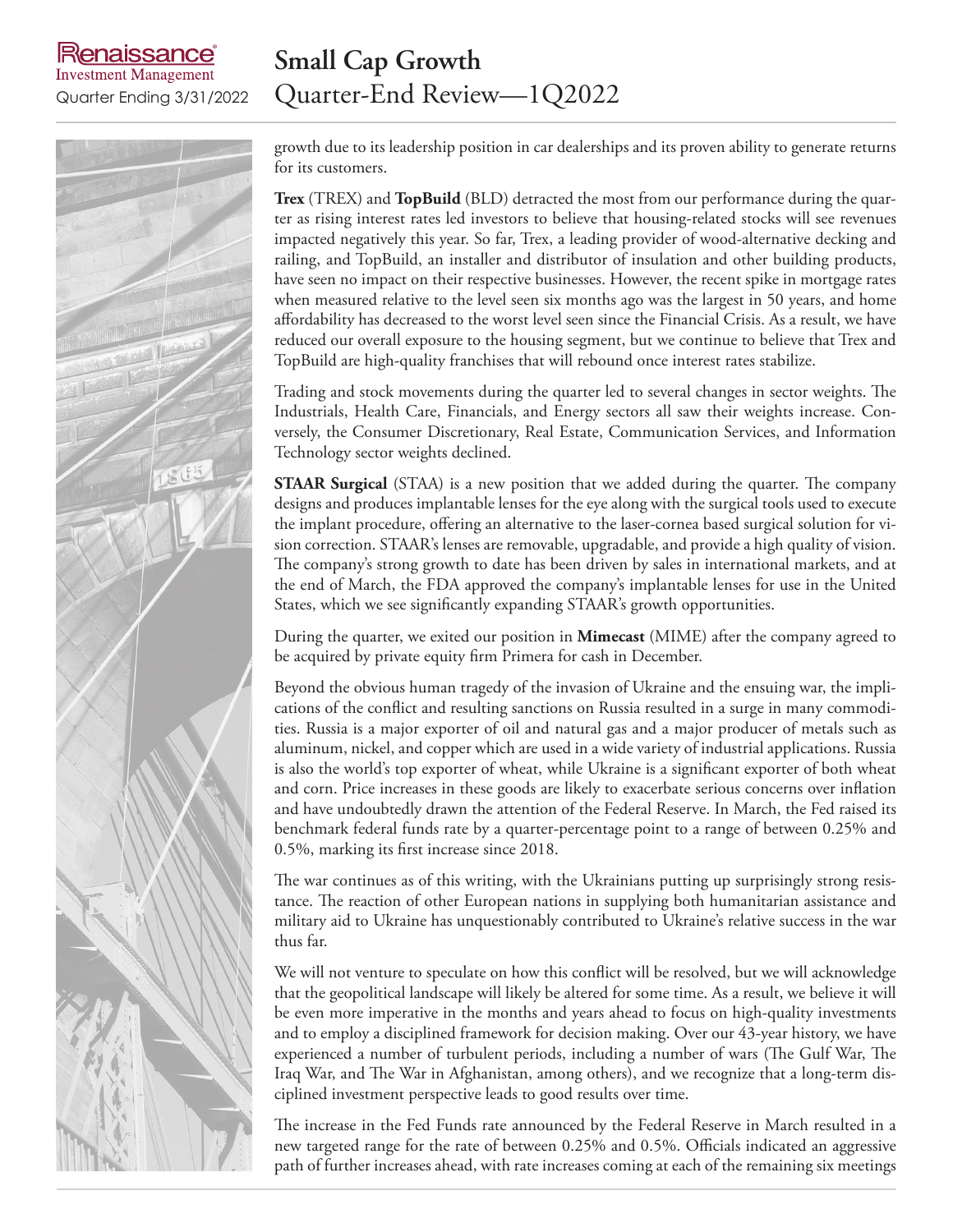growth due to its leadership position in car dealerships and its proven ability to generate returns for its customers.

**Trex** (TREX) and **TopBuild** (BLD) detracted the most from our performance during the quarter as rising interest rates led investors to believe that housing-related stocks will see revenues impacted negatively this year. So far, Trex, a leading provider of wood-alternative decking and railing, and TopBuild, an installer and distributor of insulation and other building products, have seen no impact on their respective businesses. However, the recent spike in mortgage rates when measured relative to the level seen six months ago was the largest in 50 years, and home affordability has decreased to the worst level seen since the Financial Crisis. As a result, we have reduced our overall exposure to the housing segment, but we continue to believe that Trex and TopBuild are high-quality franchises that will rebound once interest rates stabilize.

Trading and stock movements during the quarter led to several changes in sector weights. The Industrials, Health Care, Financials, and Energy sectors all saw their weights increase. Conversely, the Consumer Discretionary, Real Estate, Communication Services, and Information Technology sector weights declined.

**STAAR Surgical** (STAA) is a new position that we added during the quarter. The company designs and produces implantable lenses for the eye along with the surgical tools used to execute the implant procedure, offering an alternative to the laser-cornea based surgical solution for vision correction. STAAR's lenses are removable, upgradable, and provide a high quality of vision. The company's strong growth to date has been driven by sales in international markets, and at the end of March, the FDA approved the company's implantable lenses for use in the United States, which we see significantly expanding STAAR's growth opportunities.

During the quarter, we exited our position in **Mimecast** (MIME) after the company agreed to be acquired by private equity firm Primera for cash in December.

Beyond the obvious human tragedy of the invasion of Ukraine and the ensuing war, the implications of the conflict and resulting sanctions on Russia resulted in a surge in many commodities. Russia is a major exporter of oil and natural gas and a major producer of metals such as aluminum, nickel, and copper which are used in a wide variety of industrial applications. Russia is also the world's top exporter of wheat, while Ukraine is a significant exporter of both wheat and corn. Price increases in these goods are likely to exacerbate serious concerns over inflation and have undoubtedly drawn the attention of the Federal Reserve. In March, the Fed raised its benchmark federal funds rate by a quarter-percentage point to a range of between 0.25% and 0.5%, marking its first increase since 2018.

The war continues as of this writing, with the Ukrainians putting up surprisingly strong resistance. The reaction of other European nations in supplying both humanitarian assistance and military aid to Ukraine has unquestionably contributed to Ukraine's relative success in the war thus far.

We will not venture to speculate on how this conflict will be resolved, but we will acknowledge that the geopolitical landscape will likely be altered for some time. As a result, we believe it will be even more imperative in the months and years ahead to focus on high-quality investments and to employ a disciplined framework for decision making. Over our 43-year history, we have experienced a number of turbulent periods, including a number of wars (The Gulf War, The Iraq War, and The War in Afghanistan, among others), and we recognize that a long-term disciplined investment perspective leads to good results over time.

The increase in the Fed Funds rate announced by the Federal Reserve in March resulted in a new targeted range for the rate of between 0.25% and 0.5%. Officials indicated an aggressive path of further increases ahead, with rate increases coming at each of the remaining six meetings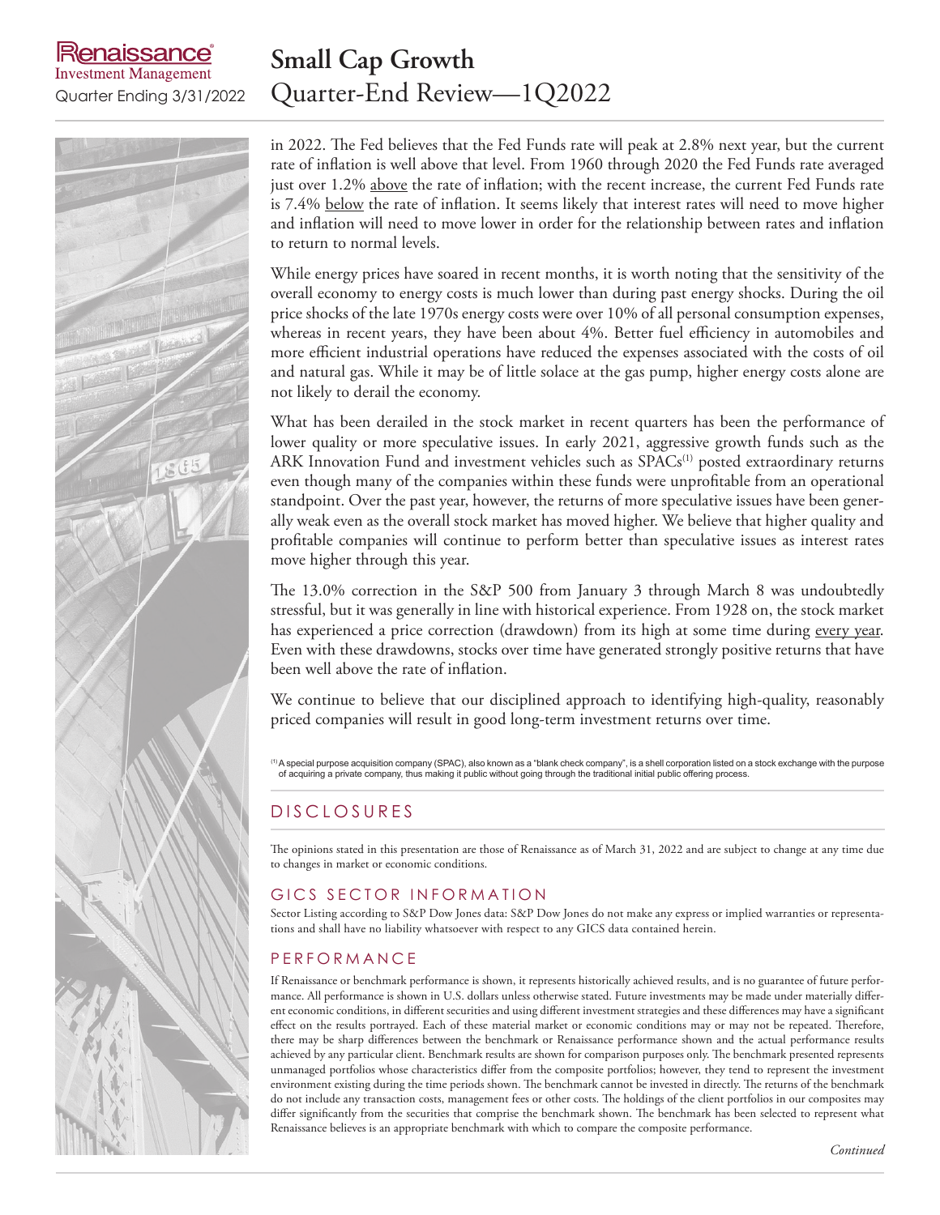in 2022. The Fed believes that the Fed Funds rate will peak at 2.8% next year, but the current rate of inflation is well above that level. From 1960 through 2020 the Fed Funds rate averaged just over 1.2% above the rate of inflation; with the recent increase, the current Fed Funds rate is 7.4% below the rate of inflation. It seems likely that interest rates will need to move higher and inflation will need to move lower in order for the relationship between rates and inflation to return to normal levels.

While energy prices have soared in recent months, it is worth noting that the sensitivity of the overall economy to energy costs is much lower than during past energy shocks. During the oil price shocks of the late 1970s energy costs were over 10% of all personal consumption expenses, whereas in recent years, they have been about 4%. Better fuel efficiency in automobiles and more efficient industrial operations have reduced the expenses associated with the costs of oil and natural gas. While it may be of little solace at the gas pump, higher energy costs alone are not likely to derail the economy.

What has been derailed in the stock market in recent quarters has been the performance of lower quality or more speculative issues. In early 2021, aggressive growth funds such as the ARK Innovation Fund and investment vehicles such as SPACs[1] posted extraordinary returns even though many of the companies within these funds were unprofitable from an operational standpoint. Over the past year, however, the returns of more speculative issues have been generally weak even as the overall stock market has moved higher. We believe that higher quality and profitable companies will continue to perform better than speculative issues as interest rates move higher through this year.

The 13.0% correction in the S&P 500 from January 3 through March 8 was undoubtedly stressful, but it was generally in line with historical experience. From 1928 on, the stock market has experienced a price correction (drawdown) from its high at some time during every year. Even with these drawdowns, stocks over time have generated strongly positive returns that have been well above the rate of inflation.

We continue to believe that our disciplined approach to identifying high-quality, reasonably priced companies will result in good long-term investment returns over time.

[1] A special purpose acquisition company (SPAC), also known as a "blank check company", is a shell corporation listed on a stock exchange with the purpose of acquiring a private company, thus making it public without going through the traditional initial public offering process.

## DISCLOSURES

The opinions stated in this presentation are those of Renaissance as of March 31, 2022 and are subject to change at any time due to changes in market or economic conditions.

### GICS SECTOR INFORMATION

Sector Listing according to S&P Dow Jones data: S&P Dow Jones do not make any express or implied warranties or representations and shall have no liability whatsoever with respect to any GICS data contained herein.

### PERFORMANCE

If Renaissance or benchmark performance is shown, it represents historically achieved results, and is no guarantee of future performance. All performance is shown in U.S. dollars unless otherwise stated. Future investments may be made under materially different economic conditions, in different securities and using different investment strategies and these differences may have a significant effect on the results portrayed. Each of these material market or economic conditions may or may not be repeated. Therefore, there may be sharp differences between the benchmark or Renaissance performance shown and the actual performance results achieved by any particular client. Benchmark results are shown for comparison purposes only. The benchmark presented represents unmanaged portfolios whose characteristics differ from the composite portfolios; however, they tend to represent the investment environment existing during the time periods shown. The benchmark cannot be invested in directly. The returns of the benchmark do not include any transaction costs, management fees or other costs. The holdings of the client portfolios in our composites may differ significantly from the securities that comprise the benchmark shown. The benchmark has been selected to represent what Renaissance believes is an appropriate benchmark with which to compare the composite performance.

*Continued*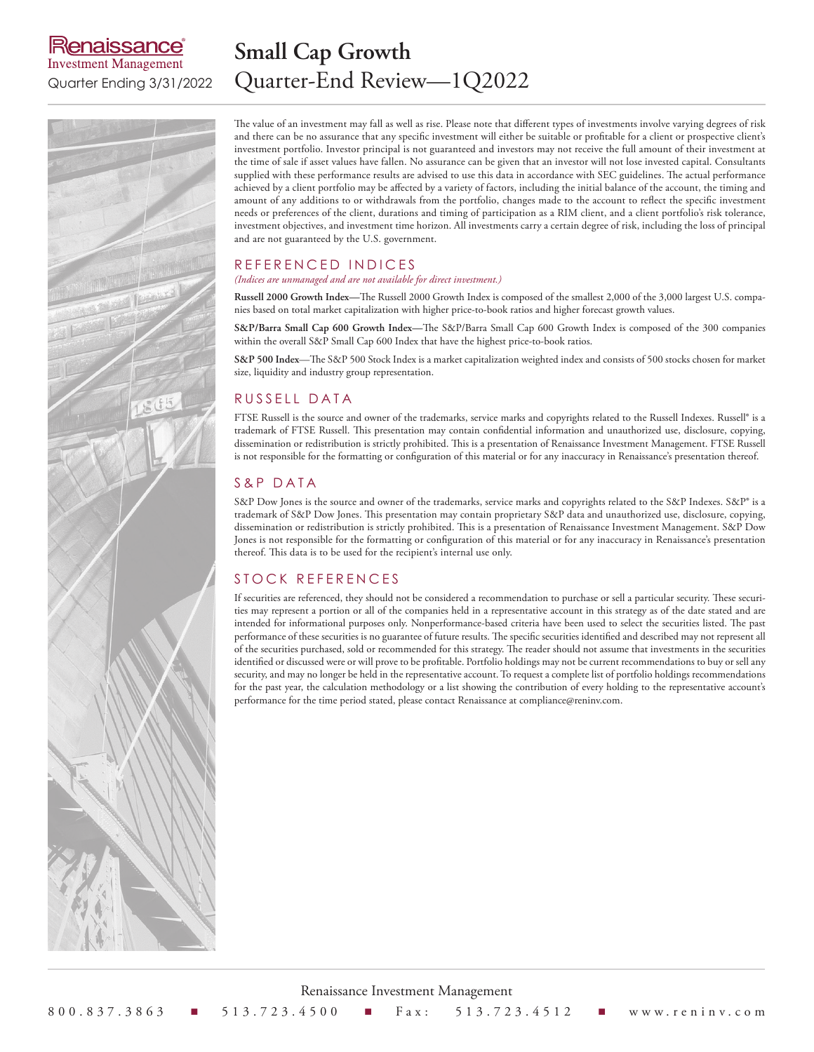# Small Cap Growth
## Quarter-End Review—1Q2022

Renaissance Investment Management
Quarter Ending 3/31/2022

The value of an investment may fall as well as rise. Please note that different types of investments involve varying degrees of risk and there can be no assurance that any specific investment will either be suitable or profitable for a client or prospective client's investment portfolio. Investor principal is not guaranteed and investors may not receive the full amount of their investment at the time of sale if asset values have fallen. No assurance can be given that an investor will not lose invested capital. Consultants supplied with these performance results are advised to use this data in accordance with SEC guidelines. The actual performance achieved by a client portfolio may be affected by a variety of factors, including the initial balance of the account, the timing and amount of any additions to or withdrawals from the portfolio, changes made to the account to reflect the specific investment needs or preferences of the client, durations and timing of participation as a RIM client, and a client portfolio's risk tolerance, investment objectives, and investment time horizon. All investments carry a certain degree of risk, including the loss of principal and are not guaranteed by the U.S. government.

### REFERENCED INDICES

*(Indices are unmanaged and are not available for direct investment.)*

**Russell 2000 Growth Index**—The Russell 2000 Growth Index is composed of the smallest 2,000 of the 3,000 largest U.S. companies based on total market capitalization with higher price-to-book ratios and higher forecast growth values.

**S&P/Barra Small Cap 600 Growth Index**—The S&P/Barra Small Cap 600 Growth Index is composed of the 300 companies within the overall S&P Small Cap 600 Index that have the highest price-to-book ratios.

**S&P 500 Index**—The S&P 500 Stock Index is a market capitalization weighted index and consists of 500 stocks chosen for market size, liquidity and industry group representation.

### RUSSELL DATA

FTSE Russell is the source and owner of the trademarks, service marks and copyrights related to the Russell Indexes. Russell® is a trademark of FTSE Russell. This presentation may contain confidential information and unauthorized use, disclosure, copying, dissemination or redistribution is strictly prohibited. This is a presentation of Renaissance Investment Management. FTSE Russell is not responsible for the formatting or configuration of this material or for any inaccuracy in Renaissance's presentation thereof.

### S&P DATA

S&P Dow Jones is the source and owner of the trademarks, service marks and copyrights related to the S&P Indexes. S&P® is a trademark of S&P Dow Jones. This presentation may contain proprietary S&P data and unauthorized use, disclosure, copying, dissemination or redistribution is strictly prohibited. This is a presentation of Renaissance Investment Management. S&P Dow Jones is not responsible for the formatting or configuration of this material or for any inaccuracy in Renaissance's presentation thereof. This data is to be used for the recipient's internal use only.

### STOCK REFERENCES

If securities are referenced, they should not be considered a recommendation to purchase or sell a particular security. These securities may represent a portion or all of the companies held in a representative account in this strategy as of the date stated and are intended for informational purposes only. Nonperformance-based criteria have been used to select the securities listed. The past performance of these securities is no guarantee of future results. The specific securities identified and described may not represent all of the securities purchased, sold or recommended for this strategy. The reader should not assume that investments in the securities identified or discussed were or will prove to be profitable. Portfolio holdings may not be current recommendations to buy or sell any security, and may no longer be held in the representative account. To request a complete list of portfolio holdings recommendations for the past year, the calculation methodology or a list showing the contribution of every holding to the representative account's performance for the time period stated, please contact Renaissance at compliance@reninv.com.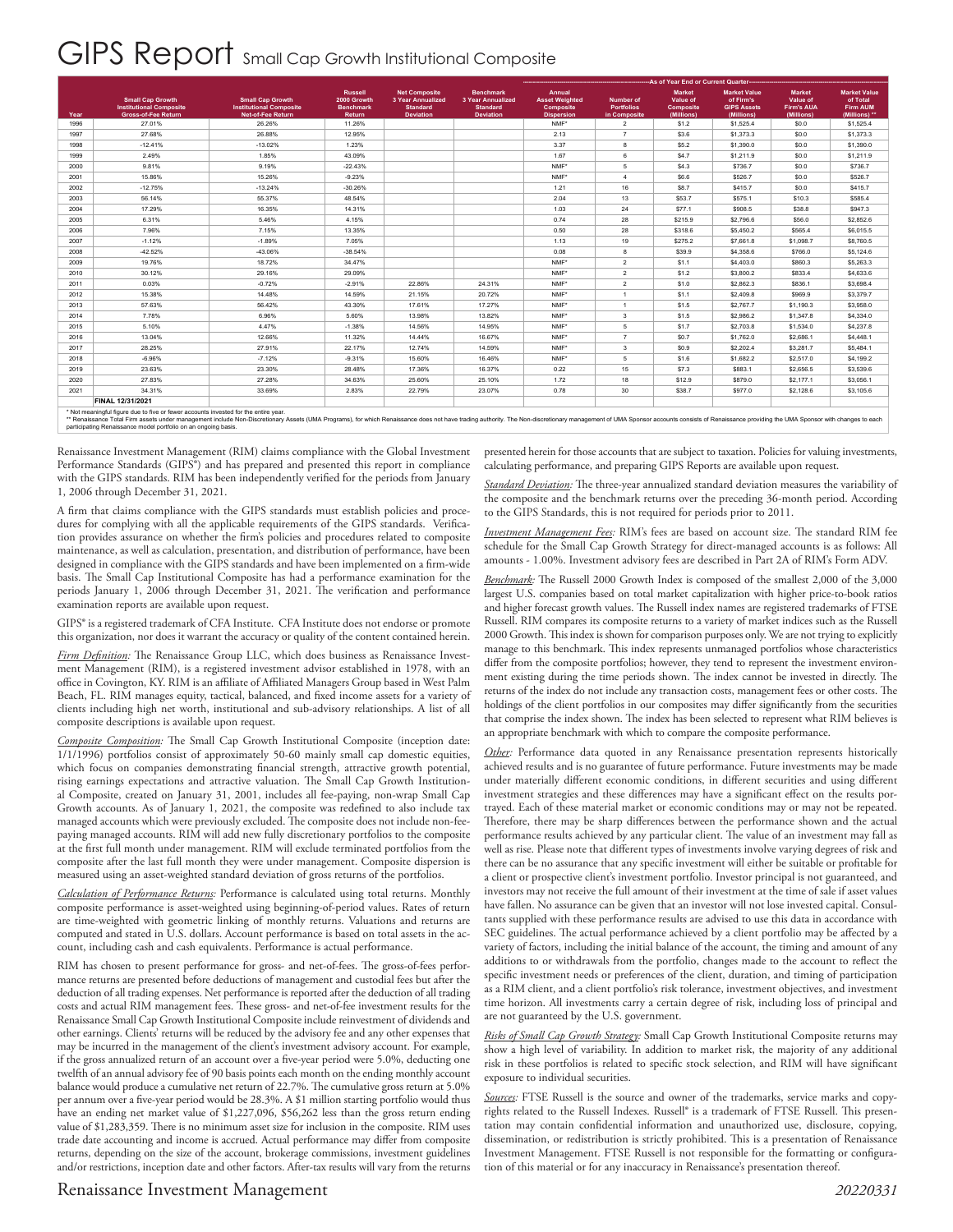# GIPS Report Small Cap Growth Institutional Composite

| Year | Small Cap Growth Institutional Composite Gross-of-Fee Return | Small Cap Growth Institutional Composite Net-of-Fee Return | Russell 2000 Growth Benchmark Return | Net Composite 3 Year Annualized Standard Deviation | Benchmark 3 Year Annualized Standard Deviation | Annual Asset Weighted Composite Dispersion | Number of Portfolios in Composite | Market Value of Composite (Millions) | Market Value of Firm's GIPS Assets (Millions) | Market Value of Firm's AUA (Millions) | Market Value of Total Firm AUM (Millions) ** |
|---|---|---|---|---|---|---|---|---|---|---|---|
| | | | | | | As of Year End or Current Quarter | | | | | |
| 1996 | 27.01% | 26.26% | 11.26% | | | NMF* | 2 | $1.2 | $1,525.4 | $0.0 | $1,525.4 |
| 1997 | 27.68% | 26.88% | 12.95% | | | 2.13 | 7 | $3.6 | $1,373.3 | $0.0 | $1,373.3 |
| 1998 | -12.41% | -13.02% | 1.23% | | | 3.37 | 8 | $5.2 | $1,390.0 | $0.0 | $1,390.0 |
| 1999 | 2.49% | 1.85% | 43.09% | | | 1.67 | 6 | $4.7 | $1,211.9 | $0.0 | $1,211.9 |
| 2000 | 9.81% | 9.19% | -22.43% | | | NMF* | 5 | $4.3 | $736.7 | $0.0 | $736.7 |
| 2001 | 15.86% | 15.26% | -9.23% | | | NMF* | 4 | $6.6 | $526.7 | $0.0 | $526.7 |
| 2002 | -12.75% | -13.24% | -30.26% | | | 1.21 | 16 | $8.7 | $415.7 | $0.0 | $415.7 |
| 2003 | 56.14% | 55.37% | 48.54% | | | 2.04 | 13 | $53.7 | $575.1 | $10.3 | $585.4 |
| 2004 | 17.29% | 16.35% | 14.31% | | | 1.03 | 24 | $77.1 | $908.5 | $38.8 | $947.3 |
| 2005 | 6.31% | 5.46% | 4.15% | | | 0.74 | 28 | $215.9 | $2,796.6 | $56.0 | $2,852.6 |
| 2006 | 7.96% | 7.15% | 13.35% | | | 0.50 | 28 | $318.6 | $5,450.2 | $565.4 | $6,015.5 |
| 2007 | -1.12% | -1.89% | 7.05% | | | 1.13 | 19 | $275.2 | $7,661.8 | $1,098.7 | $8,760.5 |
| 2008 | -42.52% | -43.06% | -38.54% | | | 0.08 | 8 | $39.9 | $4,358.6 | $766.0 | $5,124.6 |
| 2009 | 19.76% | 18.72% | 34.47% | | | NMF* | 2 | $1.1 | $4,403.0 | $860.3 | $5,263.3 |
| 2010 | 30.12% | 29.16% | 29.09% | | | NMF* | 2 | $1.2 | $3,800.2 | $833.4 | $4,633.6 |
| 2011 | 0.03% | -0.72% | -2.91% | 22.86% | 24.31% | NMF* | 2 | $1.0 | $2,862.3 | $836.1 | $3,698.4 |
| 2012 | 15.38% | 14.48% | 14.59% | 21.15% | 20.72% | NMF* | 1 | $1.1 | $2,409.8 | $969.9 | $3,379.7 |
| 2013 | 57.63% | 56.42% | 43.30% | 17.61% | 17.27% | NMF* | 1 | $1.5 | $2,767.7 | $1,190.3 | $3,958.0 |
| 2014 | 7.78% | 6.96% | 5.60% | 13.98% | 13.82% | NMF* | 3 | $1.5 | $2,986.2 | $1,347.8 | $4,334.0 |
| 2015 | 5.10% | 4.47% | -1.38% | 14.56% | 14.95% | NMF* | 5 | $1.7 | $2,703.8 | $1,534.0 | $4,237.8 |
| 2016 | 13.04% | 12.66% | 11.32% | 14.44% | 16.67% | NMF* | 7 | $0.7 | $1,762.0 | $2,686.1 | $4,448.1 |
| 2017 | 28.25% | 27.91% | 22.17% | 12.74% | 14.59% | NMF* | 3 | $0.9 | $2,202.4 | $3,281.7 | $5,484.1 |
| 2018 | -6.96% | -7.12% | -9.31% | 15.60% | 16.46% | NMF* | 5 | $1.6 | $1,682.2 | $2,517.0 | $4,199.2 |
| 2019 | 23.63% | 23.30% | 28.48% | 17.36% | 16.37% | 0.22 | 15 | $7.3 | $883.1 | $2,656.5 | $3,539.6 |
| 2020 | 27.83% | 27.28% | 34.63% | 25.60% | 25.10% | 1.72 | 18 | $12.9 | $879.0 | $2,177.1 | $3,056.1 |
| 2021 | 34.31% | 33.69% | 2.83% | 22.79% | 23.07% | 0.78 | 30 | $38.7 | $977.0 | $2,128.6 | $3,105.6 |
| | FINAL 12/31/2021 | | | | | | | | | | |

\* Not meaningful figure due to five or fewer accounts invested for the entire year.

\*\* Renaissance Total Firm assets under management include Non-Discretionary Assets (UMA Programs), for which Renaissance does not have trading authority. The Non-discretionary management of UMA Sponsor accounts consists of Renaissance providing the UMA Sponsor with changes to each participating Renaissance model portfolio on an ongoing basis.

Renaissance Investment Management (RIM) claims compliance with the Global Investment Performance Standards (GIPS®) and has prepared and presented this report in compliance with the GIPS standards. RIM has been independently verified for the periods from January 1, 2006 through December 31, 2021.

A firm that claims compliance with the GIPS standards must establish policies and procedures for complying with all the applicable requirements of the GIPS standards. Verification provides assurance on whether the firm's policies and procedures related to composite maintenance, as well as calculation, presentation, and distribution of performance, have been designed in compliance with the GIPS standards and have been implemented on a firm-wide basis. The Small Cap Institutional Composite has had a performance examination for the periods January 1, 2006 through December 31, 2021. The verification and performance examination reports are available upon request.

GIPS® is a registered trademark of CFA Institute. CFA Institute does not endorse or promote this organization, nor does it warrant the accuracy or quality of the content contained herein.

*Firm Definition:* The Renaissance Group LLC, which does business as Renaissance Investment Management (RIM), is a registered investment advisor established in 1978, with an office in Covington, KY. RIM is an affiliate of Affiliated Managers Group based in West Palm Beach, FL. RIM manages equity, tactical, balanced, and fixed income assets for a variety of clients including high net worth, institutional and sub-advisory relationships. A list of all composite descriptions is available upon request.

*Composite Composition:* The Small Cap Growth Institutional Composite (inception date: 1/1/1996) portfolios consist of approximately 50-60 mainly small cap domestic equities, which focus on companies demonstrating financial strength, attractive growth potential, rising earnings expectations and attractive valuation. The Small Cap Growth Institutional Composite, created on January 31, 2001, includes all fee-paying, non-wrap Small Cap Growth accounts. As of January 1, 2021, the composite was redefined to also include tax managed accounts which were previously excluded. The composite does not include non-fee-paying managed accounts. RIM will add new fully discretionary portfolios to the composite at the first full month under management. RIM will exclude terminated portfolios from the composite after the last full month they were under management. Composite dispersion is measured using an asset-weighted standard deviation of gross returns of the portfolios.

*Calculation of Performance Returns:* Performance is calculated using total returns. Monthly composite performance is asset-weighted using beginning-of-period values. Rates of return are time-weighted with geometric linking of monthly returns. Valuations and returns are computed and stated in U.S. dollars. Account performance is based on total assets in the account, including cash and cash equivalents. Performance is actual performance.

RIM has chosen to present performance for gross- and net-of-fees. The gross-of-fees performance returns are presented before deductions of management and custodial fees but after the deduction of all trading expenses. Net performance is reported after the deduction of all trading costs and actual RIM management fees. These gross- and net-of-fee investment results for the Renaissance Small Cap Growth Institutional Composite include reinvestment of dividends and other earnings. Clients' returns will be reduced by the advisory fee and any other expenses that may be incurred in the management of the client's investment advisory account. For example, if the gross annualized return of an account over a five-year period were 5.0%, deducting one twelfth of an annual advisory fee of 90 basis points each month on the ending monthly account balance would produce a cumulative net return of 22.7%. The cumulative gross return at 5.0% per annum over a five-year period would be 28.3%. A $1 million starting portfolio would thus have an ending net market value of $1,227,096, $56,262 less than the gross return ending value of $1,283,359. There is no minimum asset size for inclusion in the composite. RIM uses trade date accounting and income is accrued. Actual performance may differ from composite returns, depending on the size of the account, brokerage commissions, investment guidelines and/or restrictions, inception date and other factors. After-tax results will vary from the returns presented herein for those accounts that are subject to taxation. Policies for valuing investments, calculating performance, and preparing GIPS Reports are available upon request.

*Standard Deviation:* The three-year annualized standard deviation measures the variability of the composite and the benchmark returns over the preceding 36-month period. According to the GIPS Standards, this is not required for periods prior to 2011.

*Investment Management Fees:* RIM's fees are based on account size. The standard RIM fee schedule for the Small Cap Growth Strategy for direct-managed accounts is as follows: All amounts - 1.00%. Investment advisory fees are described in Part 2A of RIM's Form ADV.

*Benchmark:* The Russell 2000 Growth Index is composed of the smallest 2,000 of the 3,000 largest U.S. companies based on total market capitalization with higher price-to-book ratios and higher forecast growth values. The Russell index names are registered trademarks of FTSE Russell. RIM compares its composite returns to a variety of market indices such as the Russell 2000 Growth. This index is shown for comparison purposes only. We are not trying to explicitly manage to this benchmark. This index represents unmanaged portfolios whose characteristics differ from the composite portfolios; however, they tend to represent the investment environment existing during the time periods shown. The index cannot be invested in directly. The returns of the index do not include any transaction costs, management fees or other costs. The holdings of the client portfolios in our composites may differ significantly from the securities that comprise the index shown. The index has been selected to represent what RIM believes is an appropriate benchmark with which to compare the composite performance.

*Other:* Performance data quoted in any Renaissance presentation represents historically achieved results and is no guarantee of future performance. Future investments may be made under materially different economic conditions, in different securities and using different investment strategies and these differences may have a significant effect on the results portrayed. Each of these material market or economic conditions may or may not be repeated. Therefore, there may be sharp differences between the performance shown and the actual performance results achieved by any particular client. The value of an investment may fall as well as rise. Please note that different types of investments involve varying degrees of risk and there can be no assurance that any specific investment will either be suitable or profitable for a client or prospective client's investment portfolio. Investor principal is not guaranteed, and investors may not receive the full amount of their investment at the time of sale if asset values have fallen. No assurance can be given that an investor will not lose invested capital. Consultants supplied with these performance results are advised to use this data in accordance with SEC guidelines. The actual performance achieved by a client portfolio may be affected by a variety of factors, including the initial balance of the account, the timing and amount of any additions to or withdrawals from the portfolio, changes made to the account to reflect the specific investment needs or preferences of the client, duration, and timing of participation as a RIM client, and a client portfolio's risk tolerance, investment objectives, and investment time horizon. All investments carry a certain degree of risk, including loss of principal and are not guaranteed by the U.S. government.

*Risks of Small Cap Growth Strategy:* Small Cap Growth Institutional Composite returns may show a high level of variability. In addition to market risk, the majority of any additional risk in these portfolios is related to specific stock selection, and RIM will have significant exposure to individual securities.

*Sources:* FTSE Russell is the source and owner of the trademarks, service marks and copyrights related to the Russell Indexes. Russell® is a trademark of FTSE Russell. This presentation may contain confidential information and unauthorized use, disclosure, copying, dissemination, or redistribution is strictly prohibited. This is a presentation of Renaissance Investment Management. FTSE Russell is not responsible for the formatting or configuration of this material or for any inaccuracy in Renaissance's presentation thereof.

Renaissance Investment Management

*20220331*